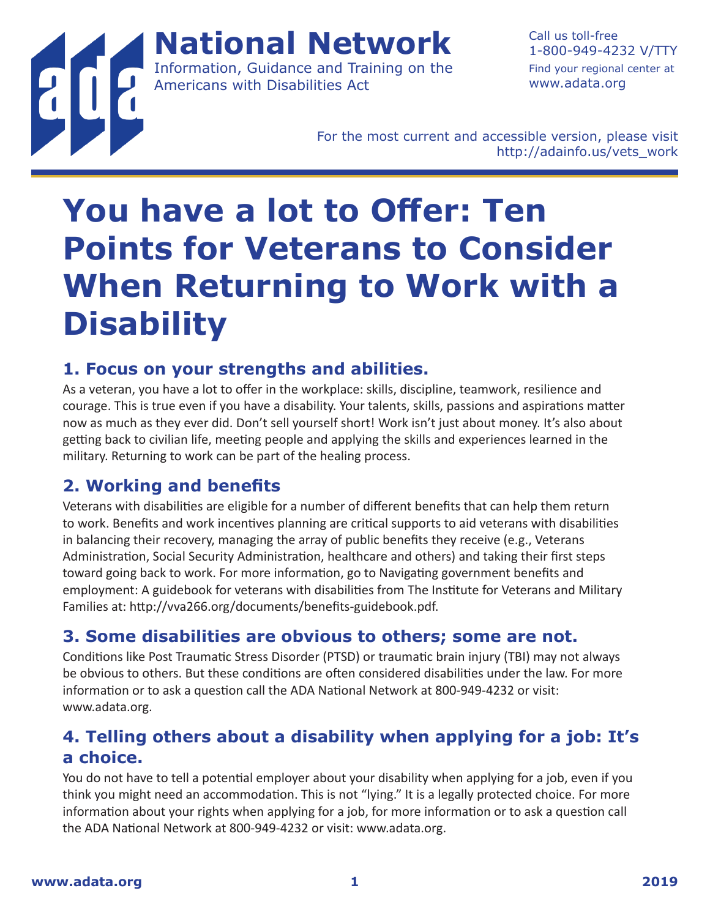# ADA National Network

Information, Guidance and Training on the Americans with Disabilities Act

Call us toll-free 1-800-949-4232 V/TTY
Find your regional center at www.adata.org

For the most current and accessible version, please visit http://adainfo.us/vets_work

# You have a lot to Offer: Ten Points for Veterans to Consider When Returning to Work with a Disability

## 1. Focus on your strengths and abilities.

As a veteran, you have a lot to offer in the workplace: skills, discipline, teamwork, resilience and courage. This is true even if you have a disability. Your talents, skills, passions and aspirations matter now as much as they ever did. Don't sell yourself short! Work isn't just about money. It's also about getting back to civilian life, meeting people and applying the skills and experiences learned in the military. Returning to work can be part of the healing process.

## 2. Working and benefits

Veterans with disabilities are eligible for a number of different benefits that can help them return to work. Benefits and work incentives planning are critical supports to aid veterans with disabilities in balancing their recovery, managing the array of public benefits they receive (e.g., Veterans Administration, Social Security Administration, healthcare and others) and taking their first steps toward going back to work. For more information, go to Navigating government benefits and employment: A guidebook for veterans with disabilities from The Institute for Veterans and Military Families at: http://vva266.org/documents/benefits-guidebook.pdf.

## 3. Some disabilities are obvious to others; some are not.

Conditions like Post Traumatic Stress Disorder (PTSD) or traumatic brain injury (TBI) may not always be obvious to others. But these conditions are often considered disabilities under the law. For more information or to ask a question call the ADA National Network at 800-949-4232 or visit: www.adata.org.

## 4. Telling others about a disability when applying for a job: It's a choice.

You do not have to tell a potential employer about your disability when applying for a job, even if you think you might need an accommodation. This is not "lying." It is a legally protected choice. For more information about your rights when applying for a job, for more information or to ask a question call the ADA National Network at 800-949-4232 or visit: www.adata.org.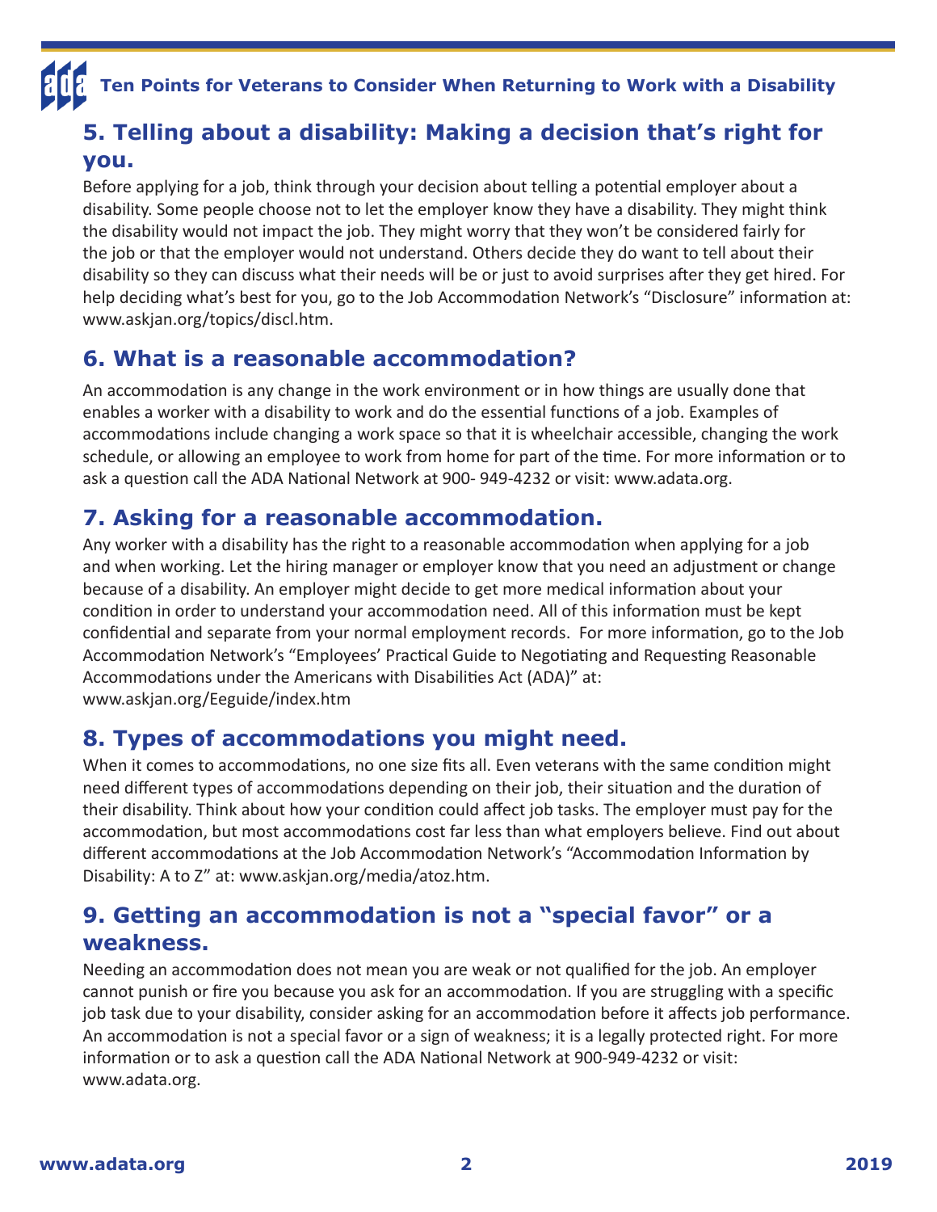## 5. Telling about a disability: Making a decision that's right for you.

Before applying for a job, think through your decision about telling a potential employer about a disability. Some people choose not to let the employer know they have a disability. They might think the disability would not impact the job. They might worry that they won't be considered fairly for the job or that the employer would not understand. Others decide they do want to tell about their disability so they can discuss what their needs will be or just to avoid surprises after they get hired. For help deciding what's best for you, go to the Job Accommodation Network's "Disclosure" information at: www.askjan.org/topics/discl.htm.

## 6. What is a reasonable accommodation?

An accommodation is any change in the work environment or in how things are usually done that enables a worker with a disability to work and do the essential functions of a job. Examples of accommodations include changing a work space so that it is wheelchair accessible, changing the work schedule, or allowing an employee to work from home for part of the time. For more information or to ask a question call the ADA National Network at 900- 949-4232 or visit: www.adata.org.

## 7. Asking for a reasonable accommodation.

Any worker with a disability has the right to a reasonable accommodation when applying for a job and when working. Let the hiring manager or employer know that you need an adjustment or change because of a disability. An employer might decide to get more medical information about your condition in order to understand your accommodation need. All of this information must be kept confidential and separate from your normal employment records. For more information, go to the Job Accommodation Network's "Employees' Practical Guide to Negotiating and Requesting Reasonable Accommodations under the Americans with Disabilities Act (ADA)" at: www.askjan.org/Eeguide/index.htm

## 8. Types of accommodations you might need.

When it comes to accommodations, no one size fits all. Even veterans with the same condition might need different types of accommodations depending on their job, their situation and the duration of their disability. Think about how your condition could affect job tasks. The employer must pay for the accommodation, but most accommodations cost far less than what employers believe. Find out about different accommodations at the Job Accommodation Network's "Accommodation Information by Disability: A to Z" at: www.askjan.org/media/atoz.htm.

## 9. Getting an accommodation is not a "special favor" or a weakness.

Needing an accommodation does not mean you are weak or not qualified for the job. An employer cannot punish or fire you because you ask for an accommodation. If you are struggling with a specific job task due to your disability, consider asking for an accommodation before it affects job performance. An accommodation is not a special favor or a sign of weakness; it is a legally protected right. For more information or to ask a question call the ADA National Network at 900-949-4232 or visit: www.adata.org.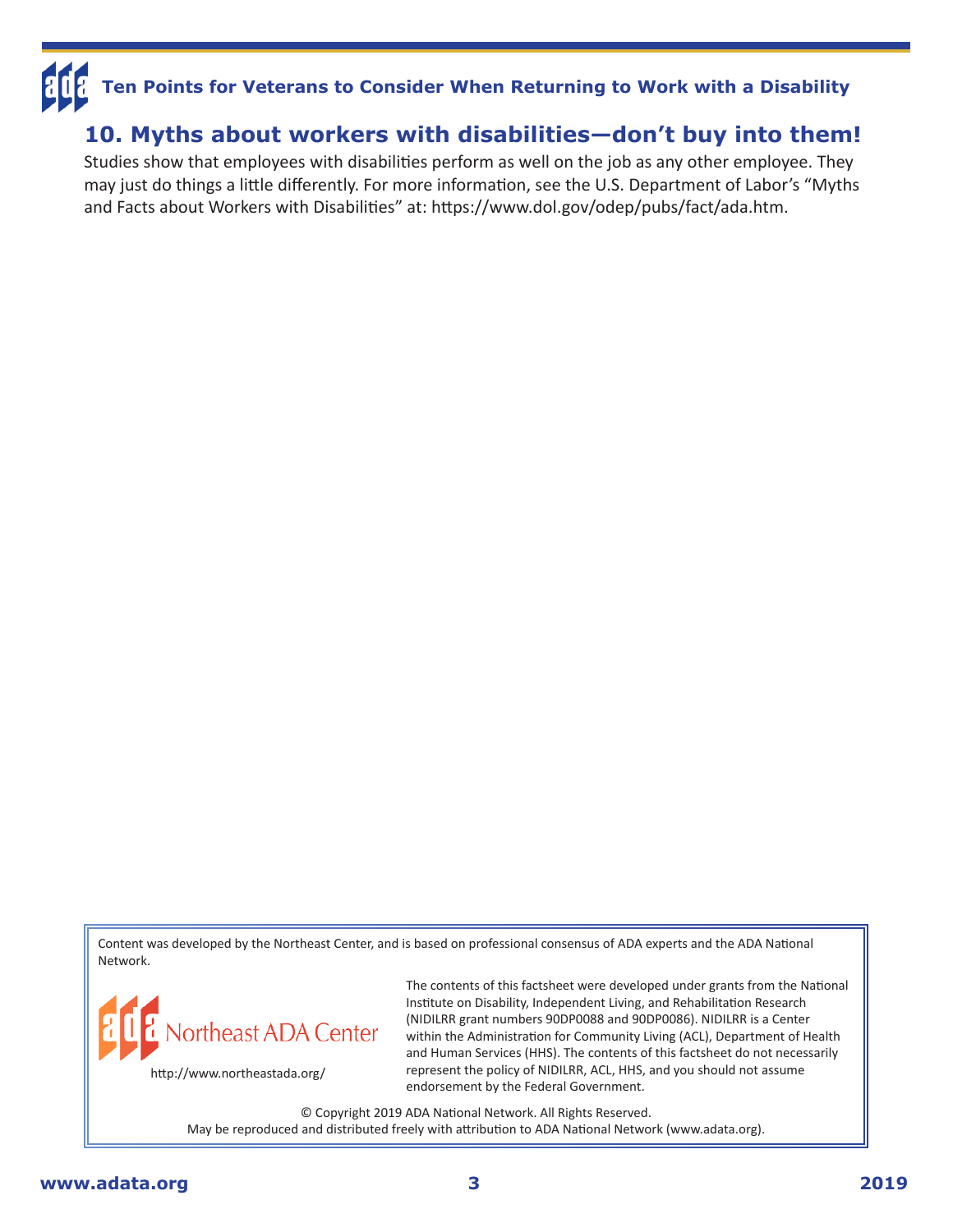## 10. Myths about workers with disabilities—don't buy into them!

Studies show that employees with disabilities perform as well on the job as any other employee. They may just do things a little differently. For more information, see the U.S. Department of Labor's "Myths and Facts about Workers with Disabilities" at: https://www.dol.gov/odep/pubs/fact/ada.htm.

Content was developed by the Northeast Center, and is based on professional consensus of ADA experts and the ADA National Network.

Northeast ADA Center

http://www.northeastada.org/

The contents of this factsheet were developed under grants from the National Institute on Disability, Independent Living, and Rehabilitation Research (NIDILRR grant numbers 90DP0088 and 90DP0086). NIDILRR is a Center within the Administration for Community Living (ACL), Department of Health and Human Services (HHS). The contents of this factsheet do not necessarily represent the policy of NIDILRR, ACL, HHS, and you should not assume endorsement by the Federal Government.

© Copyright 2019 ADA National Network. All Rights Reserved.
May be reproduced and distributed freely with attribution to ADA National Network (www.adata.org).